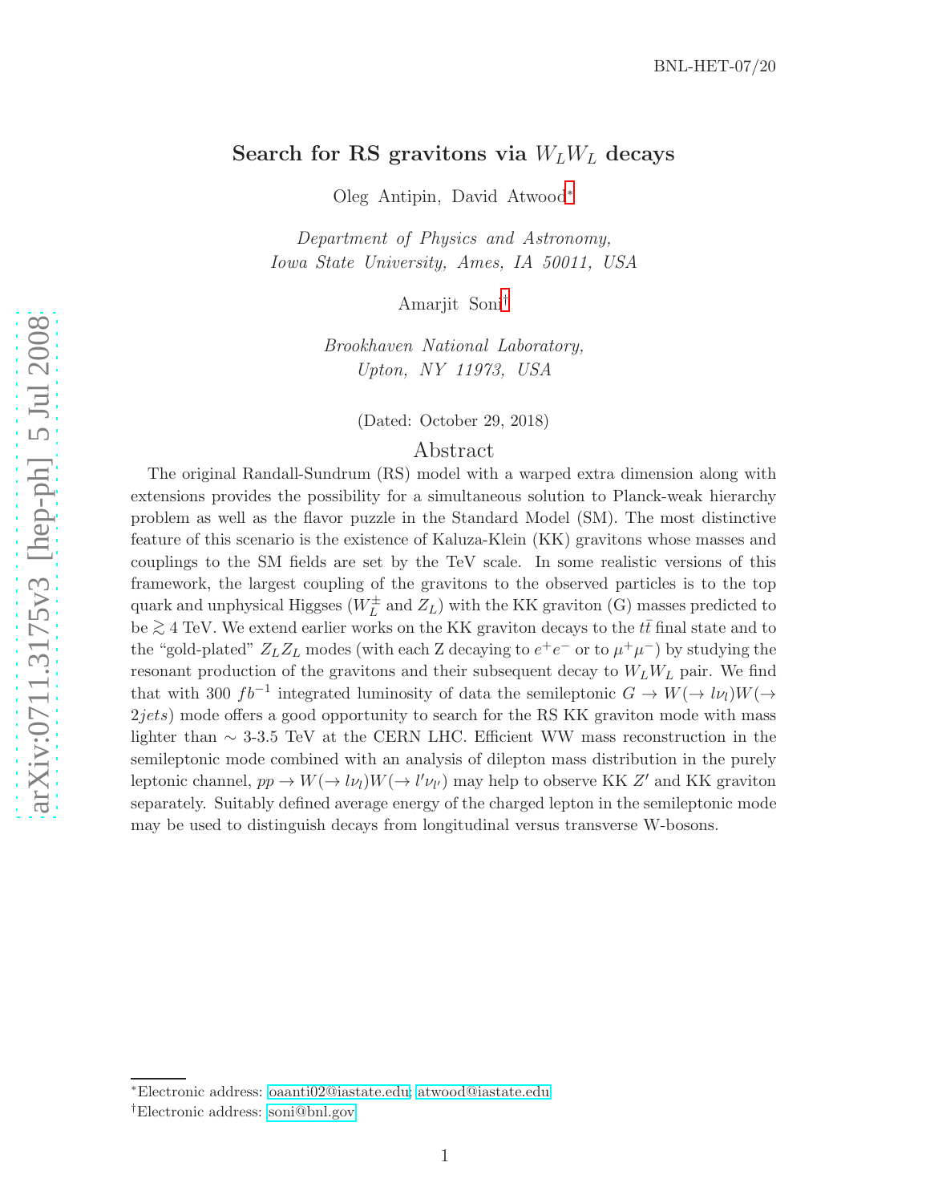BNL-HET-07/20

# Search for RS gravitons via $W_L W_L$ decays

Oleg Antipin, David Atwood[*]

*Department of Physics and Astronomy,*
*Iowa State University, Ames, IA 50011, USA*

Amarjit Soni[†]

*Brookhaven National Laboratory,*
*Upton, NY 11973, USA*

(Dated: October 29, 2018)

## Abstract

The original Randall-Sundrum (RS) model with a warped extra dimension along with extensions provides the possibility for a simultaneous solution to Planck-weak hierarchy problem as well as the flavor puzzle in the Standard Model (SM). The most distinctive feature of this scenario is the existence of Kaluza-Klein (KK) gravitons whose masses and couplings to the SM fields are set by the TeV scale. In some realistic versions of this framework, the largest coupling of the gravitons to the observed particles is to the top quark and unphysical Higgses ($W_L^{\pm}$ and $Z_L$) with the KK graviton (G) masses predicted to be $\gtrsim 4$ TeV. We extend earlier works on the KK graviton decays to the $t\bar{t}$ final state and to the "gold-plated" $Z_L Z_L$ modes (with each Z decaying to $e^+e^-$ or to $\mu^+\mu^-$) by studying the resonant production of the gravitons and their subsequent decay to $W_L W_L$ pair. We find that with 300 $fb^{-1}$ integrated luminosity of data the semileptonic $G \to W(\to l\nu_l)W(\to 2jets)$ mode offers a good opportunity to search for the RS KK graviton mode with mass lighter than $\sim$ 3-3.5 TeV at the CERN LHC. Efficient WW mass reconstruction in the semileptonic mode combined with an analysis of dilepton mass distribution in the purely leptonic channel, $pp \to W(\to l\nu_l)W(\to l'\nu_{l'})$ may help to observe KK $Z'$ and KK graviton separately. Suitably defined average energy of the charged lepton in the semileptonic mode may be used to distinguish decays from longitudinal versus transverse W-bosons.

---

[*] Electronic address: oaanti02@iastate.edu; atwood@iastate.edu

[†] Electronic address: soni@bnl.gov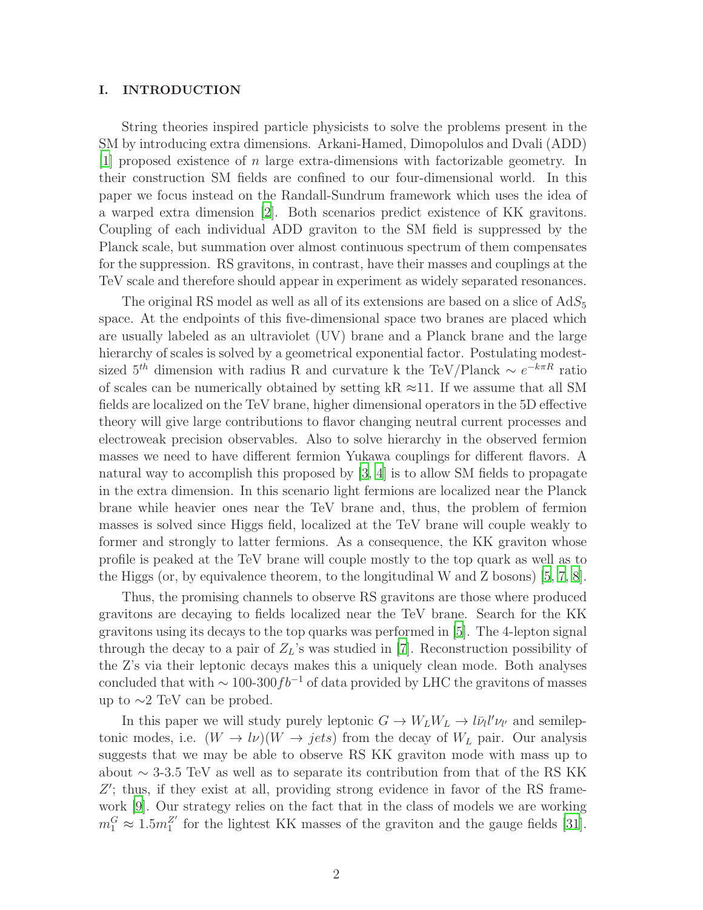## I. INTRODUCTION

String theories inspired particle physicists to solve the problems present in the SM by introducing extra dimensions. Arkani-Hamed, Dimopolulos and Dvali (ADD) [1] proposed existence of $n$ large extra-dimensions with factorizable geometry. In their construction SM fields are confined to our four-dimensional world. In this paper we focus instead on the Randall-Sundrum framework which uses the idea of a warped extra dimension [2]. Both scenarios predict existence of KK gravitons. Coupling of each individual ADD graviton to the SM field is suppressed by the Planck scale, but summation over almost continuous spectrum of them compensates for the suppression. RS gravitons, in contrast, have their masses and couplings at the TeV scale and therefore should appear in experiment as widely separated resonances.

The original RS model as well as all of its extensions are based on a slice of $\mathrm{AdS}_5$ space. At the endpoints of this five-dimensional space two branes are placed which are usually labeled as an ultraviolet (UV) brane and a Planck brane and the large hierarchy of scales is solved by a geometrical exponential factor. Postulating modest-sized $5^{th}$ dimension with radius R and curvature k the TeV/Planck $\sim e^{-k\pi R}$ ratio of scales can be numerically obtained by setting kR $\approx$11. If we assume that all SM fields are localized on the TeV brane, higher dimensional operators in the 5D effective theory will give large contributions to flavor changing neutral current processes and electroweak precision observables. Also to solve hierarchy in the observed fermion masses we need to have different fermion Yukawa couplings for different flavors. A natural way to accomplish this proposed by [3, 4] is to allow SM fields to propagate in the extra dimension. In this scenario light fermions are localized near the Planck brane while heavier ones near the TeV brane and, thus, the problem of fermion masses is solved since Higgs field, localized at the TeV brane will couple weakly to former and strongly to latter fermions. As a consequence, the KK graviton whose profile is peaked at the TeV brane will couple mostly to the top quark as well as to the Higgs (or, by equivalence theorem, to the longitudinal W and Z bosons) [5, 7, 8].

Thus, the promising channels to observe RS gravitons are those where produced gravitons are decaying to fields localized near the TeV brane. Search for the KK gravitons using its decays to the top quarks was performed in [5]. The 4-lepton signal through the decay to a pair of $Z_L$'s was studied in [7]. Reconstruction possibility of the Z's via their leptonic decays makes this a uniquely clean mode. Both analyses concluded that with $\sim$ 100-300$fb^{-1}$ of data provided by LHC the gravitons of masses up to $\sim$2 TeV can be probed.

In this paper we will study purely leptonic $G \to W_L W_L \to l\bar{\nu}_l l'\nu_{l'}$ and semileptonic modes, i.e. $(W \to l\nu)(W \to jets)$ from the decay of $W_L$ pair. Our analysis suggests that we may be able to observe RS KK graviton mode with mass up to about $\sim$ 3-3.5 TeV as well as to separate its contribution from that of the RS KK $Z'$; thus, if they exist at all, providing strong evidence in favor of the RS framework [9]. Our strategy relies on the fact that in the class of models we are working $m_1^G \approx 1.5 m_1^{Z'}$ for the lightest KK masses of the graviton and the gauge fields [31].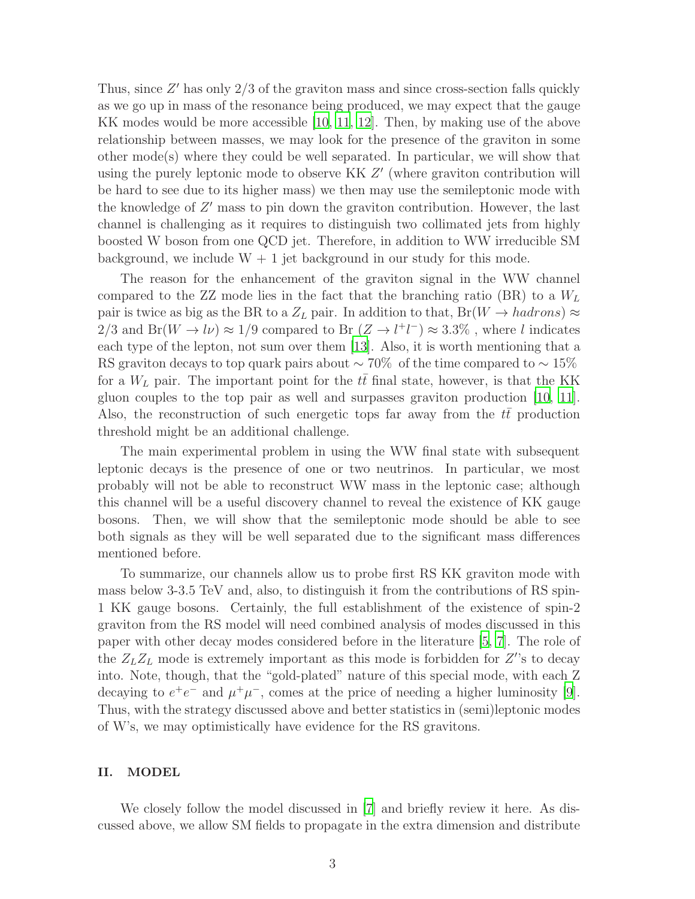Thus, since $Z'$ has only 2/3 of the graviton mass and since cross-section falls quickly as we go up in mass of the resonance being produced, we may expect that the gauge KK modes would be more accessible [10, 11, 12]. Then, by making use of the above relationship between masses, we may look for the presence of the graviton in some other mode(s) where they could be well separated. In particular, we will show that using the purely leptonic mode to observe KK $Z'$ (where graviton contribution will be hard to see due to its higher mass) we then may use the semileptonic mode with the knowledge of $Z'$ mass to pin down the graviton contribution. However, the last channel is challenging as it requires to distinguish two collimated jets from highly boosted W boson from one QCD jet. Therefore, in addition to WW irreducible SM background, we include W + 1 jet background in our study for this mode.

The reason for the enhancement of the graviton signal in the WW channel compared to the ZZ mode lies in the fact that the branching ratio (BR) to a $W_L$ pair is twice as big as the BR to a $Z_L$ pair. In addition to that, $\text{Br}(W \to hadrons) \approx 2/3$ and $\text{Br}(W \to l\nu) \approx 1/9$ compared to $\text{Br}\ (Z \to l^+l^-) \approx 3.3\%$ , where $l$ indicates each type of the lepton, not sum over them [13]. Also, it is worth mentioning that a RS graviton decays to top quark pairs about $\sim 70\%$ of the time compared to $\sim 15\%$ for a $W_L$ pair. The important point for the $t\bar{t}$ final state, however, is that the KK gluon couples to the top pair as well and surpasses graviton production [10, 11]. Also, the reconstruction of such energetic tops far away from the $t\bar{t}$ production threshold might be an additional challenge.

The main experimental problem in using the WW final state with subsequent leptonic decays is the presence of one or two neutrinos. In particular, we most probably will not be able to reconstruct WW mass in the leptonic case; although this channel will be a useful discovery channel to reveal the existence of KK gauge bosons. Then, we will show that the semileptonic mode should be able to see both signals as they will be well separated due to the significant mass differences mentioned before.

To summarize, our channels allow us to probe first RS KK graviton mode with mass below 3-3.5 TeV and, also, to distinguish it from the contributions of RS spin-1 KK gauge bosons. Certainly, the full establishment of the existence of spin-2 graviton from the RS model will need combined analysis of modes discussed in this paper with other decay modes considered before in the literature [5, 7]. The role of the $Z_LZ_L$ mode is extremely important as this mode is forbidden for $Z'$'s to decay into. Note, though, that the "gold-plated" nature of this special mode, with each Z decaying to $e^+e^-$ and $\mu^+\mu^-$, comes at the price of needing a higher luminosity [9]. Thus, with the strategy discussed above and better statistics in (semi)leptonic modes of W's, we may optimistically have evidence for the RS gravitons.

## II. MODEL

We closely follow the model discussed in [7] and briefly review it here. As discussed above, we allow SM fields to propagate in the extra dimension and distribute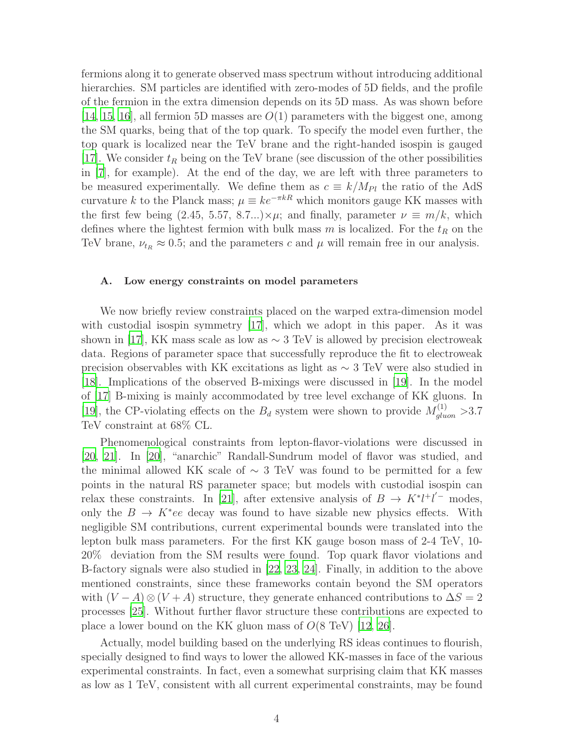fermions along it to generate observed mass spectrum without introducing additional hierarchies. SM particles are identified with zero-modes of 5D fields, and the profile of the fermion in the extra dimension depends on its 5D mass. As was shown before [14, 15, 16], all fermion 5D masses are $O(1)$ parameters with the biggest one, among the SM quarks, being that of the top quark. To specify the model even further, the top quark is localized near the TeV brane and the right-handed isospin is gauged [17]. We consider $t_R$ being on the TeV brane (see discussion of the other possibilities in [7], for example). At the end of the day, we are left with three parameters to be measured experimentally. We define them as $c \equiv k/M_{Pl}$ the ratio of the AdS curvature $k$ to the Planck mass; $\mu \equiv ke^{-\pi kR}$ which monitors gauge KK masses with the first few being (2.45, 5.57, 8.7...)$\times\mu$; and finally, parameter $\nu \equiv m/k$, which defines where the lightest fermion with bulk mass $m$ is localized. For the $t_R$ on the TeV brane, $\nu_{t_R} \approx 0.5$; and the parameters $c$ and $\mu$ will remain free in our analysis.

### A. Low energy constraints on model parameters

We now briefly review constraints placed on the warped extra-dimension model with custodial isospin symmetry [17], which we adopt in this paper. As it was shown in [17], KK mass scale as low as $\sim$ 3 TeV is allowed by precision electroweak data. Regions of parameter space that successfully reproduce the fit to electroweak precision observables with KK excitations as light as $\sim$ 3 TeV were also studied in [18]. Implications of the observed B-mixings were discussed in [19]. In the model of [17] B-mixing is mainly accommodated by tree level exchange of KK gluons. In [19], the CP-violating effects on the $B_d$ system were shown to provide $M^{(1)}_{gluon} >$3.7 TeV constraint at 68% CL.

Phenomenological constraints from lepton-flavor-violations were discussed in [20, 21]. In [20], "anarchic" Randall-Sundrum model of flavor was studied, and the minimal allowed KK scale of $\sim$ 3 TeV was found to be permitted for a few points in the natural RS parameter space; but models with custodial isospin can relax these constraints. In [21], after extensive analysis of $B \to K^* l^+ l^{'-}$ modes, only the $B \to K^* ee$ decay was found to have sizable new physics effects. With negligible SM contributions, current experimental bounds were translated into the lepton bulk mass parameters. For the first KK gauge boson mass of 2-4 TeV, 10-20% deviation from the SM results were found. Top quark flavor violations and B-factory signals were also studied in [22, 23, 24]. Finally, in addition to the above mentioned constraints, since these frameworks contain beyond the SM operators with $(V-A)\otimes(V+A)$ structure, they generate enhanced contributions to $\Delta S = 2$ processes [25]. Without further flavor structure these contributions are expected to place a lower bound on the KK gluon mass of $O$(8 TeV) [12, 26].

Actually, model building based on the underlying RS ideas continues to flourish, specially designed to find ways to lower the allowed KK-masses in face of the various experimental constraints. In fact, even a somewhat surprising claim that KK masses as low as 1 TeV, consistent with all current experimental constraints, may be found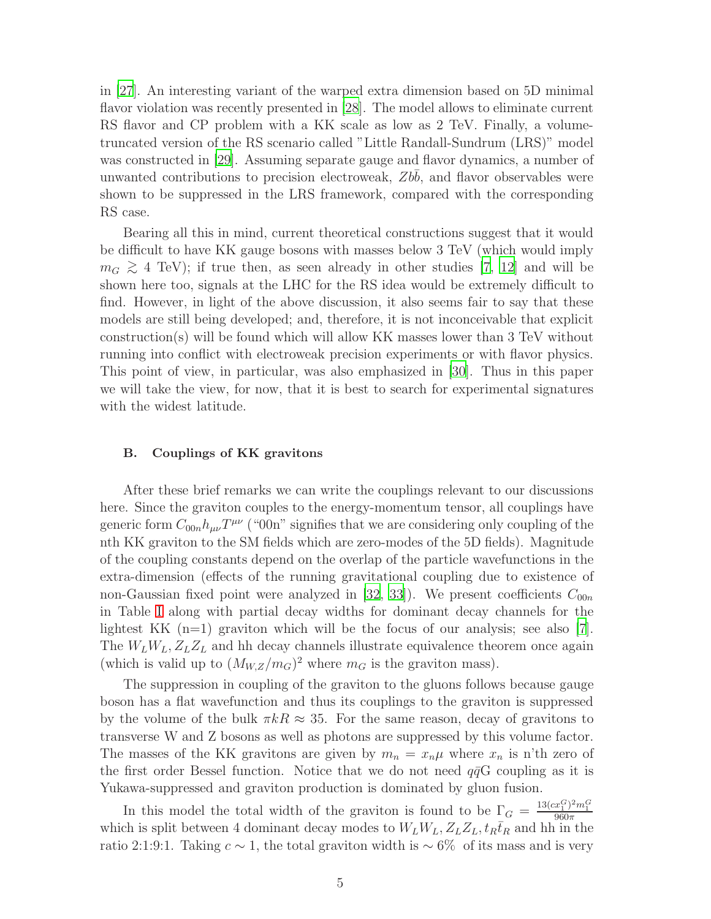in [27]. An interesting variant of the warped extra dimension based on 5D minimal flavor violation was recently presented in [28]. The model allows to eliminate current RS flavor and CP problem with a KK scale as low as 2 TeV. Finally, a volume-truncated version of the RS scenario called "Little Randall-Sundrum (LRS)" model was constructed in [29]. Assuming separate gauge and flavor dynamics, a number of unwanted contributions to precision electroweak, $Zb\bar{b}$, and flavor observables were shown to be suppressed in the LRS framework, compared with the corresponding RS case.

Bearing all this in mind, current theoretical constructions suggest that it would be difficult to have KK gauge bosons with masses below 3 TeV (which would imply $m_G \gtrsim 4$ TeV); if true then, as seen already in other studies [7, 12] and will be shown here too, signals at the LHC for the RS idea would be extremely difficult to find. However, in light of the above discussion, it also seems fair to say that these models are still being developed; and, therefore, it is not inconceivable that explicit construction(s) will be found which will allow KK masses lower than 3 TeV without running into conflict with electroweak precision experiments or with flavor physics. This point of view, in particular, was also emphasized in [30]. Thus in this paper we will take the view, for now, that it is best to search for experimental signatures with the widest latitude.

### B. Couplings of KK gravitons

After these brief remarks we can write the couplings relevant to our discussions here. Since the graviton couples to the energy-momentum tensor, all couplings have generic form $C_{00n} h_{\mu\nu} T^{\mu\nu}$ ("00n" signifies that we are considering only coupling of the nth KK graviton to the SM fields which are zero-modes of the 5D fields). Magnitude of the coupling constants depend on the overlap of the particle wavefunctions in the extra-dimension (effects of the running gravitational coupling due to existence of non-Gaussian fixed point were analyzed in [32, 33]). We present coefficients $C_{00n}$ in Table I along with partial decay widths for dominant decay channels for the lightest KK (n=1) graviton which will be the focus of our analysis; see also [7]. The $W_L W_L$, $Z_L Z_L$ and hh decay channels illustrate equivalence theorem once again (which is valid up to $(M_{W,Z}/m_G)^2$ where $m_G$ is the graviton mass).

The suppression in coupling of the graviton to the gluons follows because gauge boson has a flat wavefunction and thus its couplings to the graviton is suppressed by the volume of the bulk $\pi kR \approx 35$. For the same reason, decay of gravitons to transverse W and Z bosons as well as photons are suppressed by this volume factor. The masses of the KK gravitons are given by $m_n = x_n \mu$ where $x_n$ is n'th zero of the first order Bessel function. Notice that we do not need $q\bar{q}$G coupling as it is Yukawa-suppressed and graviton production is dominated by gluon fusion.

In this model the total width of the graviton is found to be $\Gamma_G = \frac{13(cx_1^G)^2 m_1^G}{960\pi}$ which is split between 4 dominant decay modes to $W_L W_L$, $Z_L Z_L$, $t_R \bar{t}_R$ and hh in the ratio 2:1:9:1. Taking $c \sim 1$, the total graviton width is $\sim 6\%$ of its mass and is very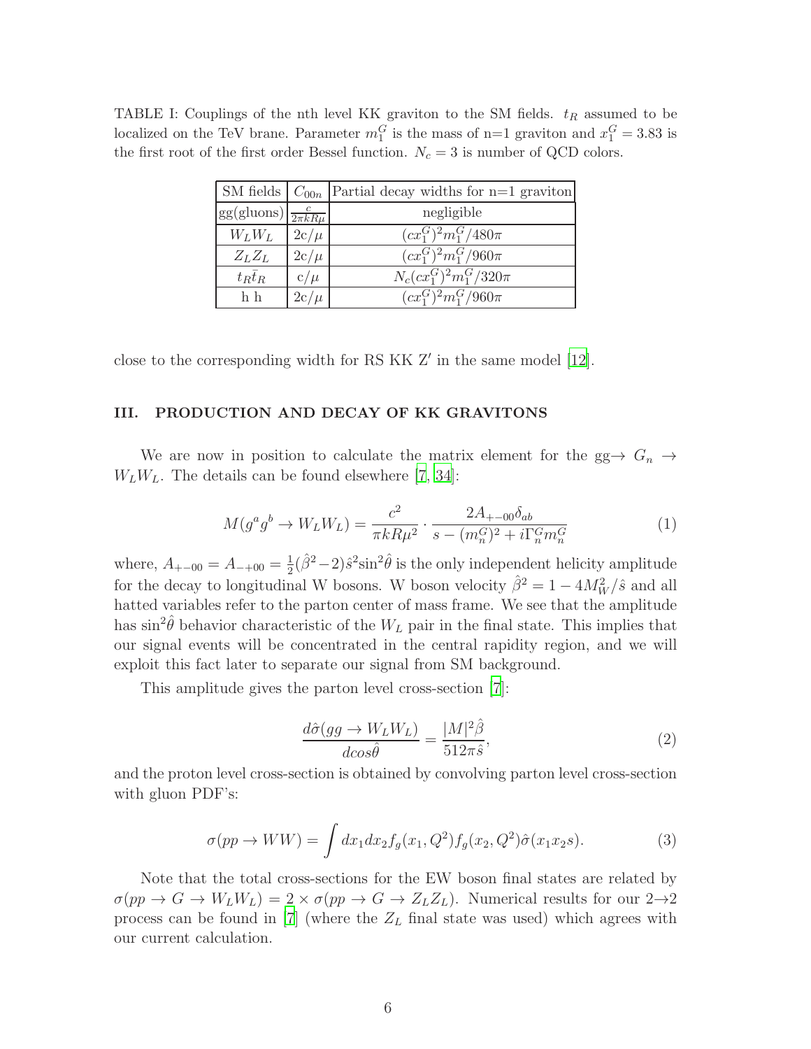TABLE I: Couplings of the nth level KK graviton to the SM fields. $t_R$ assumed to be localized on the TeV brane. Parameter $m_1^G$ is the mass of n=1 graviton and $x_1^G = 3.83$ is the first root of the first order Bessel function. $N_c = 3$ is number of QCD colors.

| SM fields | $C_{00n}$ | Partial decay widths for n=1 graviton |
|---|---|---|
| gg(gluons) | $\frac{c}{2\pi kR\mu}$ | negligible |
| $W_L W_L$ | $2c/\mu$ | $(cx_1^G)^2 m_1^G/480\pi$ |
| $Z_L Z_L$ | $2c/\mu$ | $(cx_1^G)^2 m_1^G/960\pi$ |
| $t_R \bar{t}_R$ | $c/\mu$ | $N_c(cx_1^G)^2 m_1^G/320\pi$ |
| h h | $2c/\mu$ | $(cx_1^G)^2 m_1^G/960\pi$ |

close to the corresponding width for RS KK Z′ in the same model [12].

## III. PRODUCTION AND DECAY OF KK GRAVITONS

We are now in position to calculate the matrix element for the gg→ $G_n$ → $W_L W_L$. The details can be found elsewhere [7, 34]:

$$M(g^a g^b \to W_L W_L) = \frac{c^2}{\pi k R \mu^2} \cdot \frac{2A_{+-00}\delta_{ab}}{s - (m_n^G)^2 + i\Gamma_n^G m_n^G} \tag{1}$$

where, $A_{+-00} = A_{-+00} = \frac{1}{2}(\hat{\beta}^2 - 2)\hat{s}^2 \sin^2\hat{\theta}$ is the only independent helicity amplitude for the decay to longitudinal W bosons. W boson velocity $\hat{\beta}^2 = 1 - 4M_W^2/\hat{s}$ and all hatted variables refer to the parton center of mass frame. We see that the amplitude has $\sin^2\hat{\theta}$ behavior characteristic of the $W_L$ pair in the final state. This implies that our signal events will be concentrated in the central rapidity region, and we will exploit this fact later to separate our signal from SM background.

This amplitude gives the parton level cross-section [7]:

$$\frac{d\hat{\sigma}(gg \to W_L W_L)}{d\cos\hat{\theta}} = \frac{|M|^2 \hat{\beta}}{512\pi \hat{s}}, \tag{2}$$

and the proton level cross-section is obtained by convolving parton level cross-section with gluon PDF's:

$$\sigma(pp \to WW) = \int dx_1 dx_2 f_g(x_1, Q^2) f_g(x_2, Q^2) \hat{\sigma}(x_1 x_2 s). \tag{3}$$

Note that the total cross-sections for the EW boson final states are related by $\sigma(pp \to G \to W_L W_L) = 2 \times \sigma(pp \to G \to Z_L Z_L)$. Numerical results for our 2→2 process can be found in [7] (where the $Z_L$ final state was used) which agrees with our current calculation.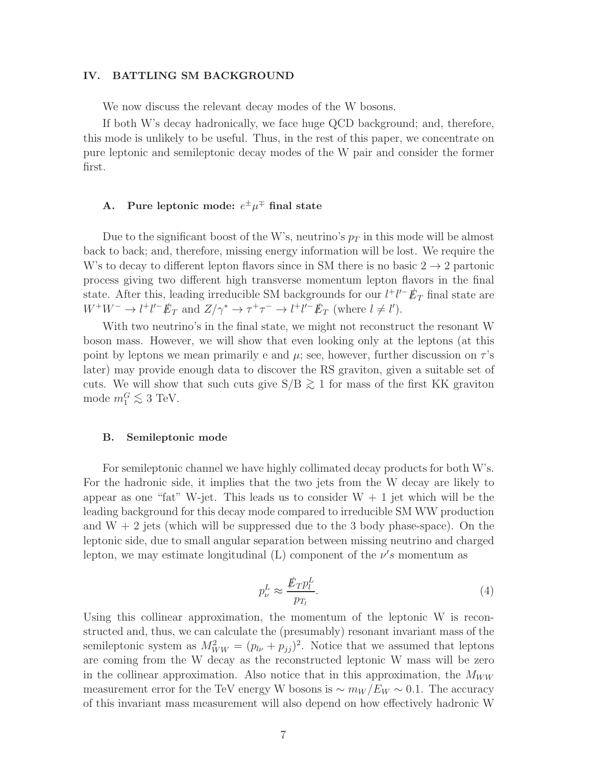## IV. BATTLING SM BACKGROUND

We now discuss the relevant decay modes of the W bosons.

If both W's decay hadronically, we face huge QCD background; and, therefore, this mode is unlikely to be useful. Thus, in the rest of this paper, we concentrate on pure leptonic and semileptonic decay modes of the W pair and consider the former first.

### A. Pure leptonic mode: $e^{\pm}\mu^{\mp}$ final state

Due to the significant boost of the W's, neutrino's $p_T$ in this mode will be almost back to back; and, therefore, missing energy information will be lost. We require the W's to decay to different lepton flavors since in SM there is no basic $2 \to 2$ partonic process giving two different high transverse momentum lepton flavors in the final state. After this, leading irreducible SM backgrounds for our $l^+ l'^- \not{E}_T$ final state are $W^+W^- \to l^+ l'^- \not{E}_T$ and $Z/\gamma^* \to \tau^+\tau^- \to l^+ l'^- \not{E}_T$ (where $l \neq l'$).

With two neutrino's in the final state, we might not reconstruct the resonant W boson mass. However, we will show that even looking only at the leptons (at this point by leptons we mean primarily e and $\mu$; see, however, further discussion on $\tau$'s later) may provide enough data to discover the RS graviton, given a suitable set of cuts. We will show that such cuts give S/B $\gtrsim 1$ for mass of the first KK graviton mode $m_1^G \lesssim 3$ TeV.

### B. Semileptonic mode

For semileptonic channel we have highly collimated decay products for both W's. For the hadronic side, it implies that the two jets from the W decay are likely to appear as one "fat" W-jet. This leads us to consider W + 1 jet which will be the leading background for this decay mode compared to irreducible SM WW production and W + 2 jets (which will be suppressed due to the 3 body phase-space). On the leptonic side, due to small angular separation between missing neutrino and charged lepton, we may estimate longitudinal (L) component of the $\nu's$ momentum as

$$p_\nu^L \approx \frac{\not{E}_T p_l^L}{p_{T_l}}. \tag{4}$$

Using this collinear approximation, the momentum of the leptonic W is reconstructed and, thus, we can calculate the (presumably) resonant invariant mass of the semileptonic system as $M_{WW}^2 = (p_{l\nu} + p_{jj})^2$. Notice that we assumed that leptons are coming from the W decay as the reconstructed leptonic W mass will be zero in the collinear approximation. Also notice that in this approximation, the $M_{WW}$ measurement error for the TeV energy W bosons is $\sim m_W/E_W \sim 0.1$. The accuracy of this invariant mass measurement will also depend on how effectively hadronic W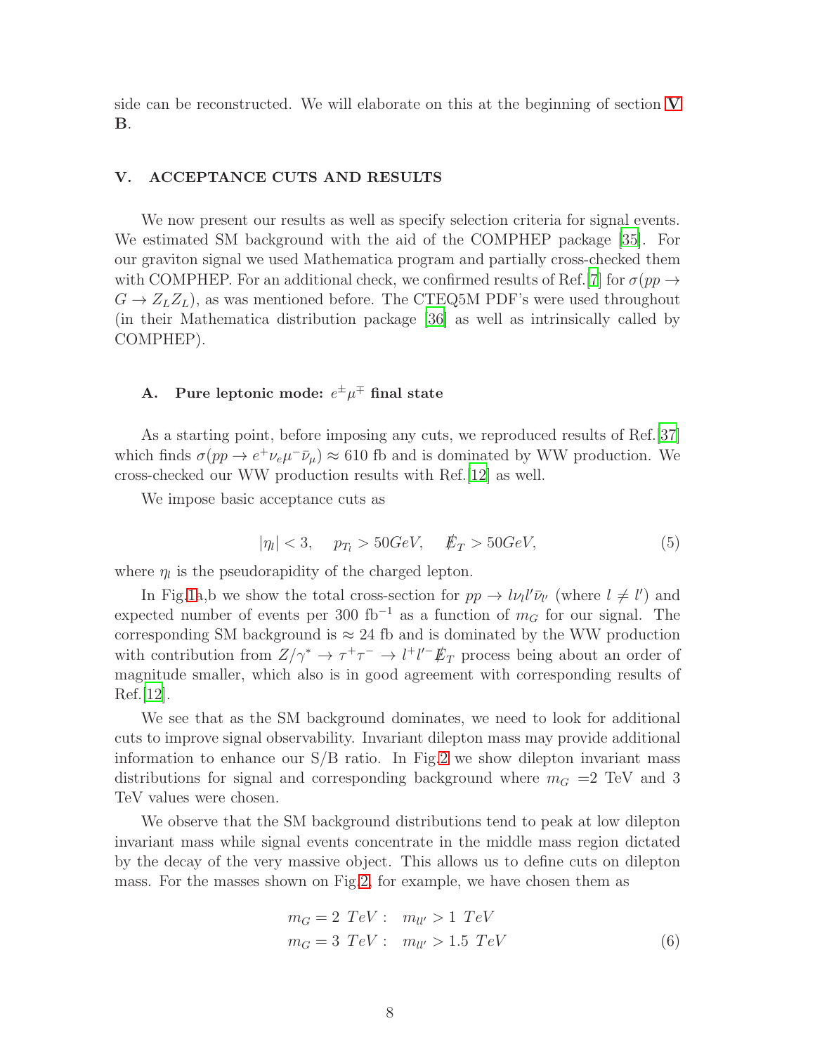side can be reconstructed. We will elaborate on this at the beginning of section V **B**.

## V. ACCEPTANCE CUTS AND RESULTS

We now present our results as well as specify selection criteria for signal events. We estimated SM background with the aid of the COMPHEP package [35]. For our graviton signal we used Mathematica program and partially cross-checked them with COMPHEP. For an additional check, we confirmed results of Ref.[7] for $\sigma(pp \to G \to Z_L Z_L)$, as was mentioned before. The CTEQ5M PDF's were used throughout (in their Mathematica distribution package [36] as well as intrinsically called by COMPHEP).

### A. Pure leptonic mode: $e^{\pm}\mu^{\mp}$ final state

As a starting point, before imposing any cuts, we reproduced results of Ref.[37] which finds $\sigma(pp \to e^+\nu_e\mu^-\bar{\nu}_\mu) \approx 610$ fb and is dominated by WW production. We cross-checked our WW production results with Ref.[12] as well.

We impose basic acceptance cuts as

$$|\eta_l| < 3, \quad p_{T_l} > 50 GeV, \quad \not{E}_T > 50 GeV, \tag{5}$$

where $\eta_l$ is the pseudorapidity of the charged lepton.

In Fig.1a,b we show the total cross-section for $pp \to l\nu_l l'\bar{\nu}_{l'}$ (where $l \neq l'$) and expected number of events per 300 fb$^{-1}$ as a function of $m_G$ for our signal. The corresponding SM background is $\approx 24$ fb and is dominated by the WW production with contribution from $Z/\gamma^* \to \tau^+\tau^- \to l^+l'^-\not{E}_T$ process being about an order of magnitude smaller, which also is in good agreement with corresponding results of Ref.[12].

We see that as the SM background dominates, we need to look for additional cuts to improve signal observability. Invariant dilepton mass may provide additional information to enhance our S/B ratio. In Fig.2 we show dilepton invariant mass distributions for signal and corresponding background where $m_G$ =2 TeV and 3 TeV values were chosen.

We observe that the SM background distributions tend to peak at low dilepton invariant mass while signal events concentrate in the middle mass region dictated by the decay of the very massive object. This allows us to define cuts on dilepton mass. For the masses shown on Fig.2, for example, we have chosen them as

$$\begin{aligned} m_G = 2\ TeV: &\quad m_{ll'} > 1\ TeV \\ m_G = 3\ TeV: &\quad m_{ll'} > 1.5\ TeV \end{aligned} \tag{6}$$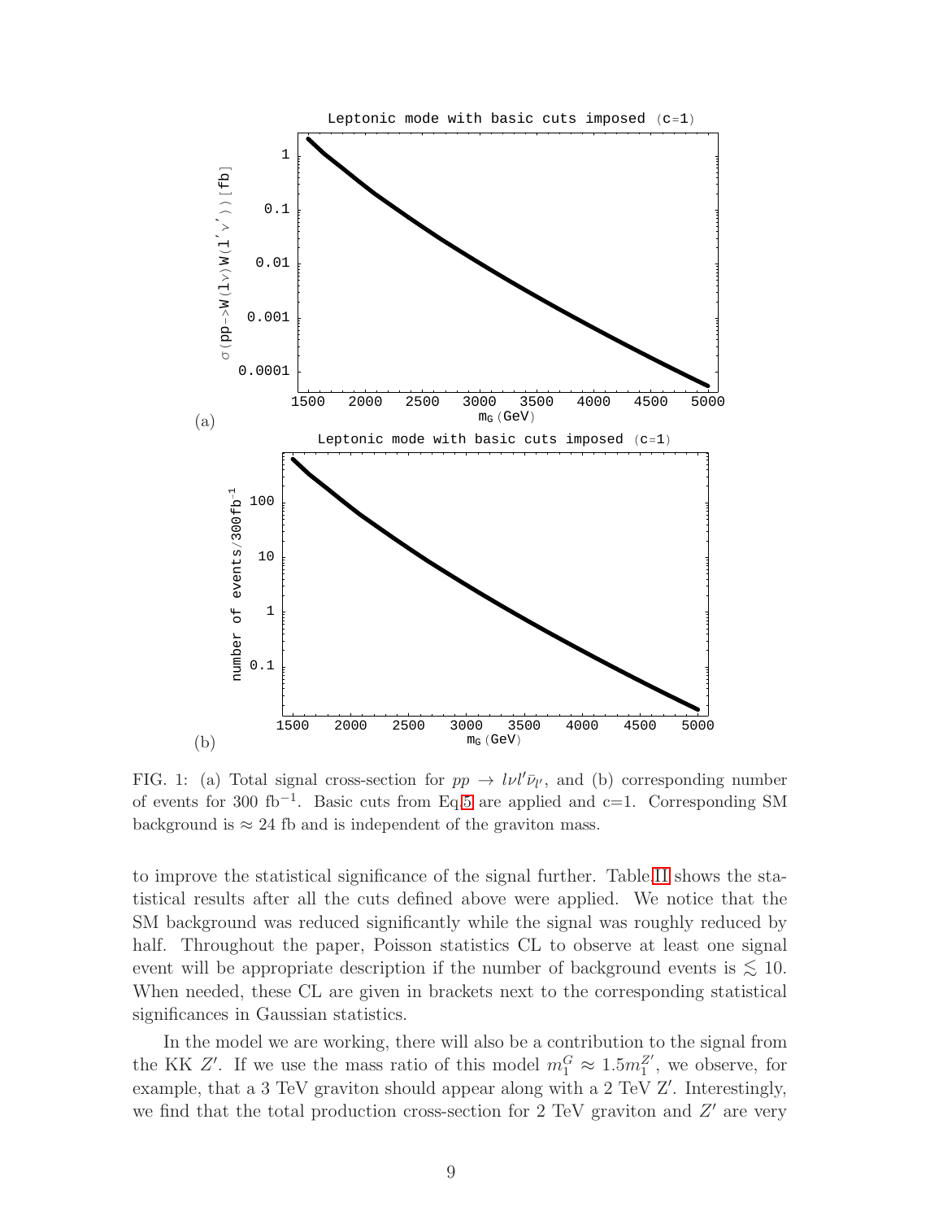FIG. 1: (a) Total signal cross-section for $pp \to l\nu l'\bar{\nu}_{l'}$, and (b) corresponding number of events for 300 fb$^{-1}$. Basic cuts from Eq.5 are applied and c=1. Corresponding SM background is $\approx 24$ fb and is independent of the graviton mass.

to improve the statistical significance of the signal further. Table II shows the statistical results after all the cuts defined above were applied. We notice that the SM background was reduced significantly while the signal was roughly reduced by half. Throughout the paper, Poisson statistics CL to observe at least one signal event will be appropriate description if the number of background events is $\lesssim 10$. When needed, these CL are given in brackets next to the corresponding statistical significances in Gaussian statistics.

In the model we are working, there will also be a contribution to the signal from the KK $Z'$. If we use the mass ratio of this model $m_1^G \approx 1.5 m_1^{Z'}$, we observe, for example, that a 3 TeV graviton should appear along with a 2 TeV Z′. Interestingly, we find that the total production cross-section for 2 TeV graviton and $Z'$ are very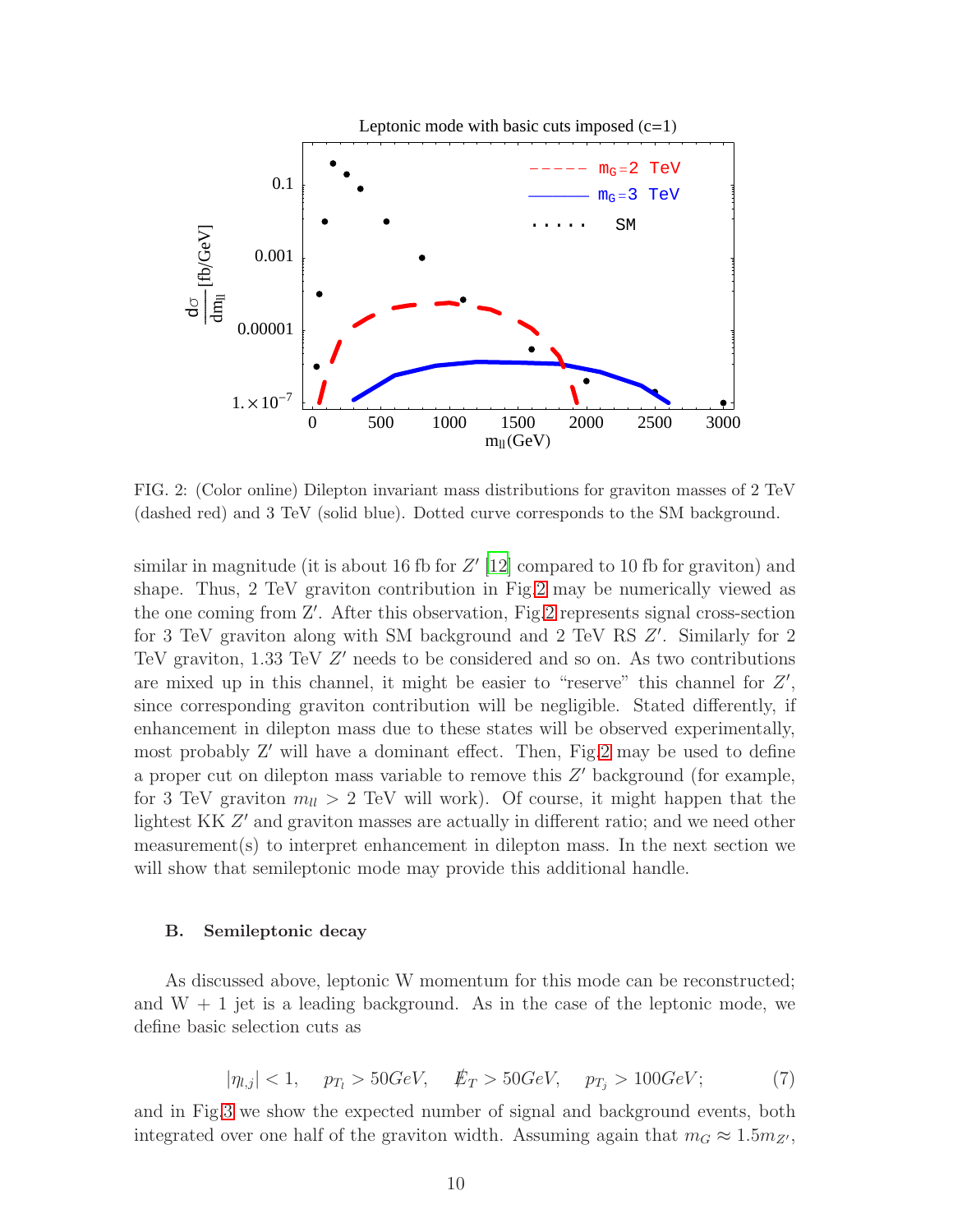FIG. 2: (Color online) Dilepton invariant mass distributions for graviton masses of 2 TeV (dashed red) and 3 TeV (solid blue). Dotted curve corresponds to the SM background.

similar in magnitude (it is about 16 fb for $Z'$ [12] compared to 10 fb for graviton) and shape. Thus, 2 TeV graviton contribution in Fig.2 may be numerically viewed as the one coming from Z'. After this observation, Fig.2 represents signal cross-section for 3 TeV graviton along with SM background and 2 TeV RS $Z'$. Similarly for 2 TeV graviton, 1.33 TeV $Z'$ needs to be considered and so on. As two contributions are mixed up in this channel, it might be easier to "reserve" this channel for $Z'$, since corresponding graviton contribution will be negligible. Stated differently, if enhancement in dilepton mass due to these states will be observed experimentally, most probably Z' will have a dominant effect. Then, Fig.2 may be used to define a proper cut on dilepton mass variable to remove this $Z'$ background (for example, for 3 TeV graviton $m_{ll} > 2$ TeV will work). Of course, it might happen that the lightest KK $Z'$ and graviton masses are actually in different ratio; and we need other measurement(s) to interpret enhancement in dilepton mass. In the next section we will show that semileptonic mode may provide this additional handle.

### B. Semileptonic decay

As discussed above, leptonic W momentum for this mode can be reconstructed; and W + 1 jet is a leading background. As in the case of the leptonic mode, we define basic selection cuts as

$$|\eta_{l,j}| < 1, \quad p_{T_l} > 50GeV, \quad \not{E}_T > 50GeV, \quad p_{T_j} > 100GeV; \tag{7}$$

and in Fig.3 we show the expected number of signal and background events, both integrated over one half of the graviton width. Assuming again that $m_G \approx 1.5 m_{Z'}$,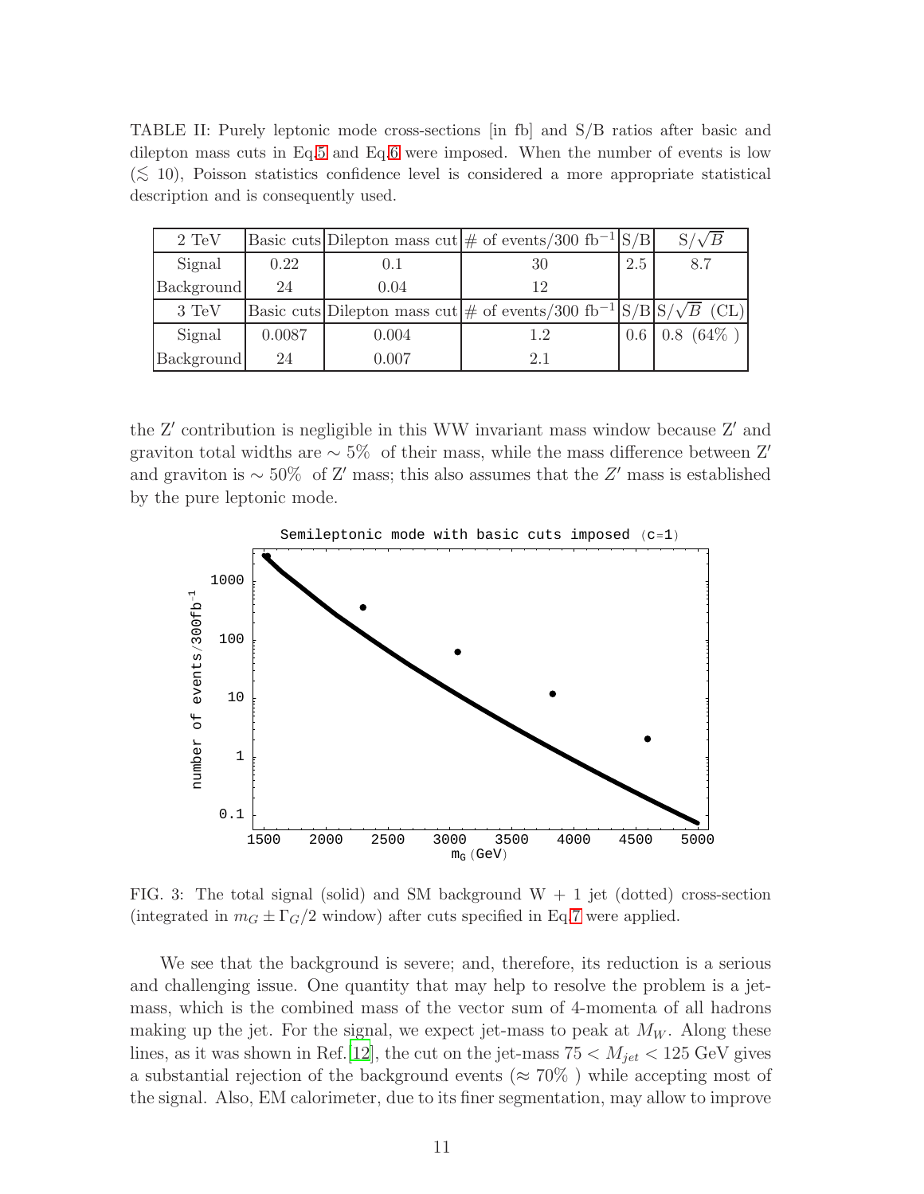TABLE II: Purely leptonic mode cross-sections [in fb] and S/B ratios after basic and dilepton mass cuts in Eq.5 and Eq.6 were imposed. When the number of events is low ($\lesssim 10$), Poisson statistics confidence level is considered a more appropriate statistical description and is consequently used.

| 2 TeV | Basic cuts | Dilepton mass cut | # of events/300 fb$^{-1}$ | S/B | S/$\sqrt{B}$ |
|---|---|---|---|---|---|
| Signal | 0.22 | 0.1 | 30 | 2.5 | 8.7 |
| Background | 24 | 0.04 | 12 | | |
| 3 TeV | Basic cuts | Dilepton mass cut | # of events/300 fb$^{-1}$ | S/B | S/$\sqrt{B}$ (CL) |
| Signal | 0.0087 | 0.004 | 1.2 | 0.6 | 0.8 (64% ) |
| Background | 24 | 0.007 | 2.1 | | |

the Z′ contribution is negligible in this WW invariant mass window because Z′ and graviton total widths are $\sim 5\%$ of their mass, while the mass difference between Z′ and graviton is $\sim 50\%$ of Z′ mass; this also assumes that the $Z'$ mass is established by the pure leptonic mode.

FIG. 3: The total signal (solid) and SM background W + 1 jet (dotted) cross-section (integrated in $m_G \pm \Gamma_G/2$ window) after cuts specified in Eq.7 were applied.

We see that the background is severe; and, therefore, its reduction is a serious and challenging issue. One quantity that may help to resolve the problem is a jet-mass, which is the combined mass of the vector sum of 4-momenta of all hadrons making up the jet. For the signal, we expect jet-mass to peak at $M_W$. Along these lines, as it was shown in Ref.[12], the cut on the jet-mass $75 < M_{jet} < 125$ GeV gives a substantial rejection of the background events ($\approx 70\%$ ) while accepting most of the signal. Also, EM calorimeter, due to its finer segmentation, may allow to improve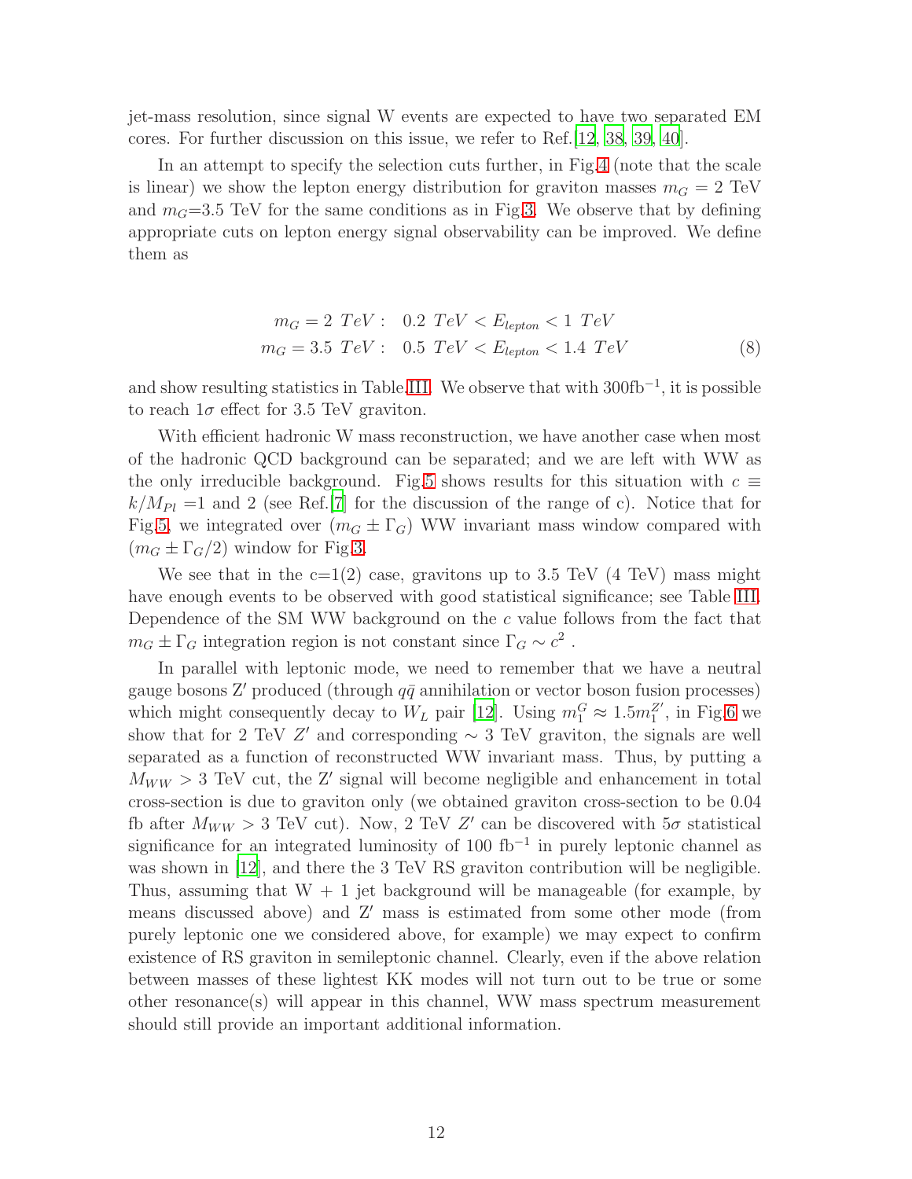jet-mass resolution, since signal W events are expected to have two separated EM cores. For further discussion on this issue, we refer to Ref.[12, 38, 39, 40].

In an attempt to specify the selection cuts further, in Fig.4 (note that the scale is linear) we show the lepton energy distribution for graviton masses $m_G = 2$ TeV and $m_G$=3.5 TeV for the same conditions as in Fig.3. We observe that by defining appropriate cuts on lepton energy signal observability can be improved. We define them as

$$
\begin{aligned}
m_G = 2 \ TeV: &\quad 0.2 \ TeV < E_{lepton} < 1 \ TeV \\
m_G = 3.5 \ TeV: &\quad 0.5 \ TeV < E_{lepton} < 1.4 \ TeV
\end{aligned}
\tag{8}
$$

and show resulting statistics in Table.III. We observe that with 300fb$^{-1}$, it is possible to reach $1\sigma$ effect for 3.5 TeV graviton.

With efficient hadronic W mass reconstruction, we have another case when most of the hadronic QCD background can be separated; and we are left with WW as the only irreducible background. Fig.5 shows results for this situation with $c \equiv k/M_{Pl} =1$ and 2 (see Ref.[7] for the discussion of the range of c). Notice that for Fig.5, we integrated over $(m_G \pm \Gamma_G)$ WW invariant mass window compared with $(m_G \pm \Gamma_G/2)$ window for Fig.3.

We see that in the c=1(2) case, gravitons up to 3.5 TeV (4 TeV) mass might have enough events to be observed with good statistical significance; see Table III. Dependence of the SM WW background on the $c$ value follows from the fact that $m_G \pm \Gamma_G$ integration region is not constant since $\Gamma_G \sim c^2$ .

In parallel with leptonic mode, we need to remember that we have a neutral gauge bosons Z$'$ produced (through $q\bar{q}$ annihilation or vector boson fusion processes) which might consequently decay to $W_L$ pair [12]. Using $m_1^G \approx 1.5 m_1^{Z'}$, in Fig.6 we show that for 2 TeV $Z'$ and corresponding $\sim 3$ TeV graviton, the signals are well separated as a function of reconstructed WW invariant mass. Thus, by putting a $M_{WW} > 3$ TeV cut, the Z$'$ signal will become negligible and enhancement in total cross-section is due to graviton only (we obtained graviton cross-section to be 0.04 fb after $M_{WW} > 3$ TeV cut). Now, 2 TeV $Z'$ can be discovered with $5\sigma$ statistical significance for an integrated luminosity of 100 fb$^{-1}$ in purely leptonic channel as was shown in [12], and there the 3 TeV RS graviton contribution will be negligible. Thus, assuming that W + 1 jet background will be manageable (for example, by means discussed above) and Z$'$ mass is estimated from some other mode (from purely leptonic one we considered above, for example) we may expect to confirm existence of RS graviton in semileptonic channel. Clearly, even if the above relation between masses of these lightest KK modes will not turn out to be true or some other resonance(s) will appear in this channel, WW mass spectrum measurement should still provide an important additional information.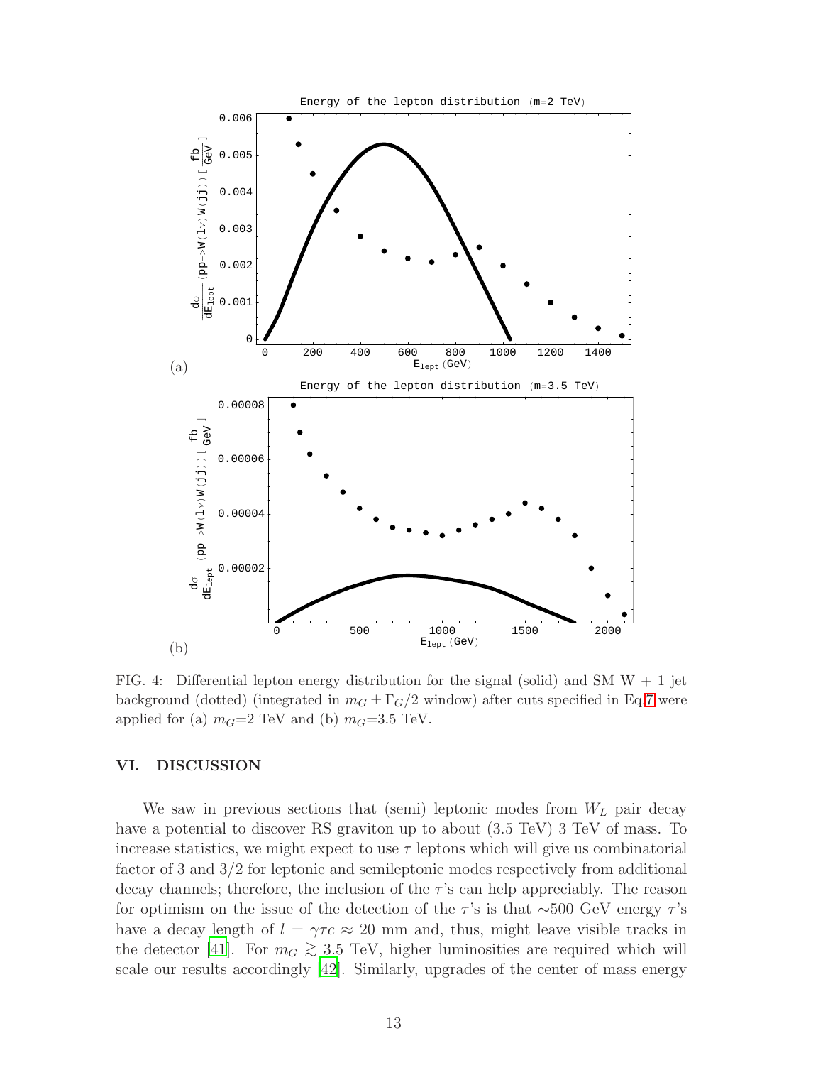FIG. 4: Differential lepton energy distribution for the signal (solid) and SM W + 1 jet background (dotted) (integrated in $m_G \pm \Gamma_G/2$ window) after cuts specified in Eq.7 were applied for (a) $m_G$=2 TeV and (b) $m_G$=3.5 TeV.

## VI. DISCUSSION

We saw in previous sections that (semi) leptonic modes from $W_L$ pair decay have a potential to discover RS graviton up to about (3.5 TeV) 3 TeV of mass. To increase statistics, we might expect to use $\tau$ leptons which will give us combinatorial factor of 3 and 3/2 for leptonic and semileptonic modes respectively from additional decay channels; therefore, the inclusion of the $\tau$'s can help appreciably. The reason for optimism on the issue of the detection of the $\tau$'s is that $\sim$500 GeV energy $\tau$'s have a decay length of $l = \gamma\tau c \approx 20$ mm and, thus, might leave visible tracks in the detector [41]. For $m_G \gtrsim 3.5$ TeV, higher luminosities are required which will scale our results accordingly [42]. Similarly, upgrades of the center of mass energy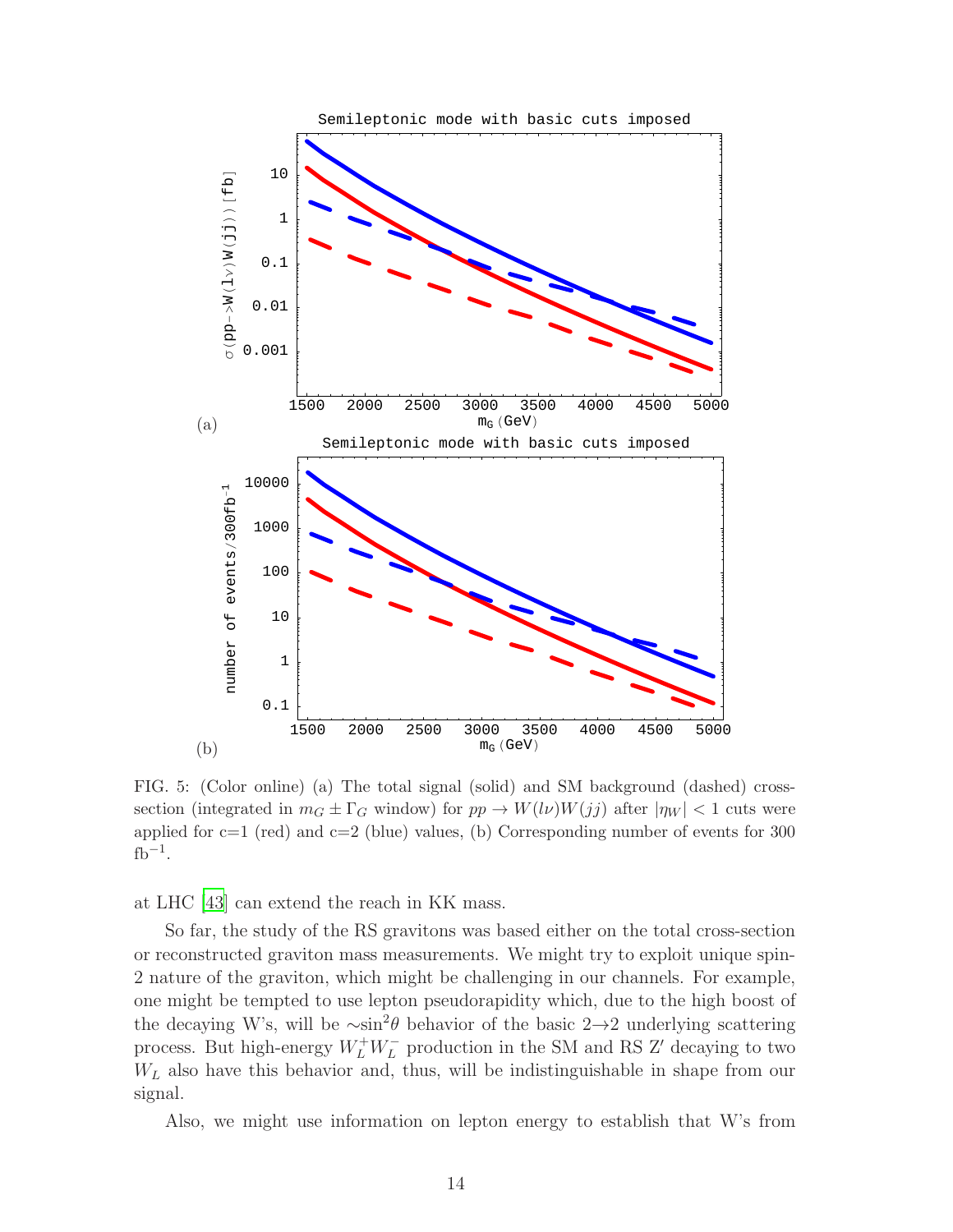FIG. 5: (Color online) (a) The total signal (solid) and SM background (dashed) cross-section (integrated in $m_G \pm \Gamma_G$ window) for $pp \to W(l\nu)W(jj)$ after $|\eta_W| < 1$ cuts were applied for c=1 (red) and c=2 (blue) values, (b) Corresponding number of events for 300 fb$^{-1}$.

at LHC [43] can extend the reach in KK mass.

So far, the study of the RS gravitons was based either on the total cross-section or reconstructed graviton mass measurements. We might try to exploit unique spin-2 nature of the graviton, which might be challenging in our channels. For example, one might be tempted to use lepton pseudorapidity which, due to the high boost of the decaying W's, will be $\sim \sin^2\theta$ behavior of the basic 2→2 underlying scattering process. But high-energy $W_L^+ W_L^-$ production in the SM and RS Z′ decaying to two $W_L$ also have this behavior and, thus, will be indistinguishable in shape from our signal.

Also, we might use information on lepton energy to establish that W's from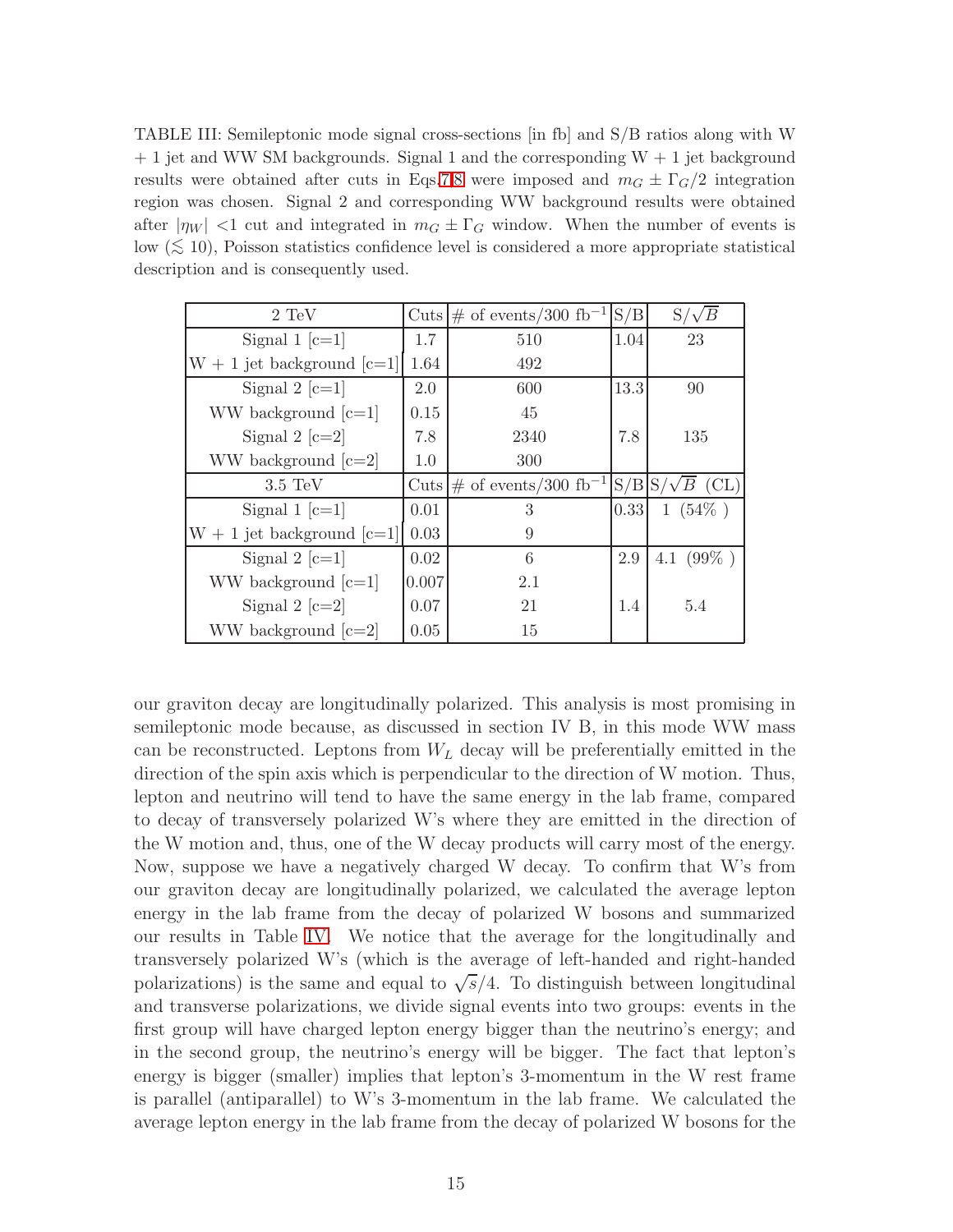TABLE III: Semileptonic mode signal cross-sections [in fb] and S/B ratios along with W + 1 jet and WW SM backgrounds. Signal 1 and the corresponding W + 1 jet background results were obtained after cuts in Eqs.7,8 were imposed and $m_G \pm \Gamma_G/2$ integration region was chosen. Signal 2 and corresponding WW background results were obtained after $|\eta_W| < 1$ cut and integrated in $m_G \pm \Gamma_G$ window. When the number of events is low ($\lesssim 10$), Poisson statistics confidence level is considered a more appropriate statistical description and is consequently used.

| 2 TeV | Cuts | # of events/300 fb$^{-1}$ | S/B | S/$\sqrt{B}$ |
|---|---|---|---|---|
| Signal 1 [c=1] | 1.7 | 510 | 1.04 | 23 |
| W + 1 jet background [c=1] | 1.64 | 492 | | |
| Signal 2 [c=1] | 2.0 | 600 | 13.3 | 90 |
| WW background [c=1] | 0.15 | 45 | | |
| Signal 2 [c=2] | 7.8 | 2340 | 7.8 | 135 |
| WW background [c=2] | 1.0 | 300 | | |
| **3.5 TeV** | **Cuts** | **# of events/300 fb$^{-1}$** | **S/B** | **S/$\sqrt{B}$ (CL)** |
| Signal 1 [c=1] | 0.01 | 3 | 0.33 | 1 (54% ) |
| W + 1 jet background [c=1] | 0.03 | 9 | | |
| Signal 2 [c=1] | 0.02 | 6 | 2.9 | 4.1 (99% ) |
| WW background [c=1] | 0.007 | 2.1 | | |
| Signal 2 [c=2] | 0.07 | 21 | 1.4 | 5.4 |
| WW background [c=2] | 0.05 | 15 | | |

our graviton decay are longitudinally polarized. This analysis is most promising in semileptonic mode because, as discussed in section IV B, in this mode WW mass can be reconstructed. Leptons from $W_L$ decay will be preferentially emitted in the direction of the spin axis which is perpendicular to the direction of W motion. Thus, lepton and neutrino will tend to have the same energy in the lab frame, compared to decay of transversely polarized W's where they are emitted in the direction of the W motion and, thus, one of the W decay products will carry most of the energy. Now, suppose we have a negatively charged W decay. To confirm that W's from our graviton decay are longitudinally polarized, we calculated the average lepton energy in the lab frame from the decay of polarized W bosons and summarized our results in Table IV. We notice that the average for the longitudinally and transversely polarized W's (which is the average of left-handed and right-handed polarizations) is the same and equal to $\sqrt{s}/4$. To distinguish between longitudinal and transverse polarizations, we divide signal events into two groups: events in the first group will have charged lepton energy bigger than the neutrino's energy; and in the second group, the neutrino's energy will be bigger. The fact that lepton's energy is bigger (smaller) implies that lepton's 3-momentum in the W rest frame is parallel (antiparallel) to W's 3-momentum in the lab frame. We calculated the average lepton energy in the lab frame from the decay of polarized W bosons for the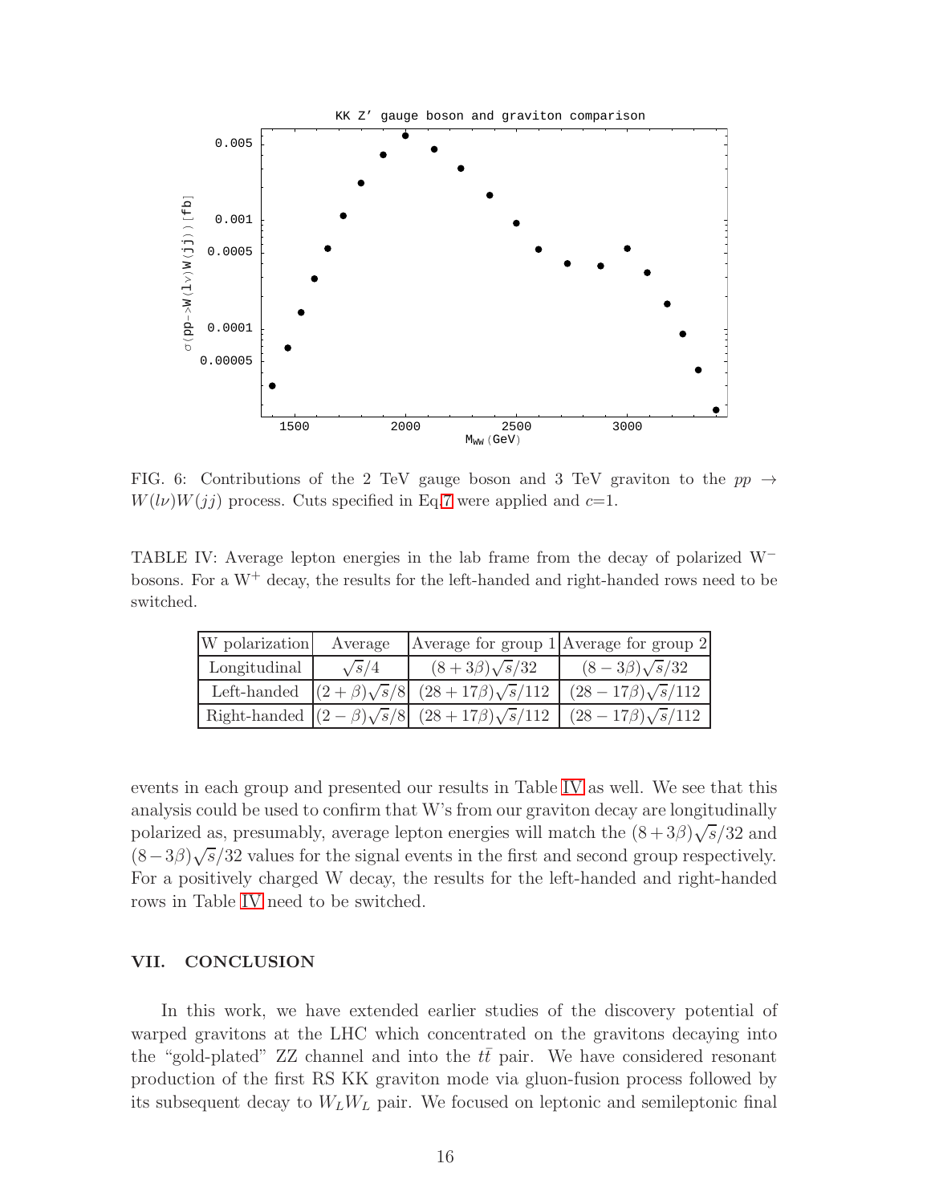FIG. 6: Contributions of the 2 TeV gauge boson and 3 TeV graviton to the $pp \to W(l\nu)W(jj)$ process. Cuts specified in Eq.7 were applied and $c$=1.

TABLE IV: Average lepton energies in the lab frame from the decay of polarized W$^-$ bosons. For a W$^+$ decay, the results for the left-handed and right-handed rows need to be switched.

| W polarization | Average | Average for group 1 | Average for group 2 |
|---|---|---|---|
| Longitudinal | $\sqrt{s}/4$ | $(8+3\beta)\sqrt{s}/32$ | $(8-3\beta)\sqrt{s}/32$ |
| Left-handed | $(2+\beta)\sqrt{s}/8$ | $(28+17\beta)\sqrt{s}/112$ | $(28-17\beta)\sqrt{s}/112$ |
| Right-handed | $(2-\beta)\sqrt{s}/8$ | $(28+17\beta)\sqrt{s}/112$ | $(28-17\beta)\sqrt{s}/112$ |

events in each group and presented our results in Table IV as well. We see that this analysis could be used to confirm that W's from our graviton decay are longitudinally polarized as, presumably, average lepton energies will match the $(8+3\beta)\sqrt{s}/32$ and $(8-3\beta)\sqrt{s}/32$ values for the signal events in the first and second group respectively. For a positively charged W decay, the results for the left-handed and right-handed rows in Table IV need to be switched.

## VII. CONCLUSION

In this work, we have extended earlier studies of the discovery potential of warped gravitons at the LHC which concentrated on the gravitons decaying into the "gold-plated" ZZ channel and into the $t\bar{t}$ pair. We have considered resonant production of the first RS KK graviton mode via gluon-fusion process followed by its subsequent decay to $W_L W_L$ pair. We focused on leptonic and semileptonic final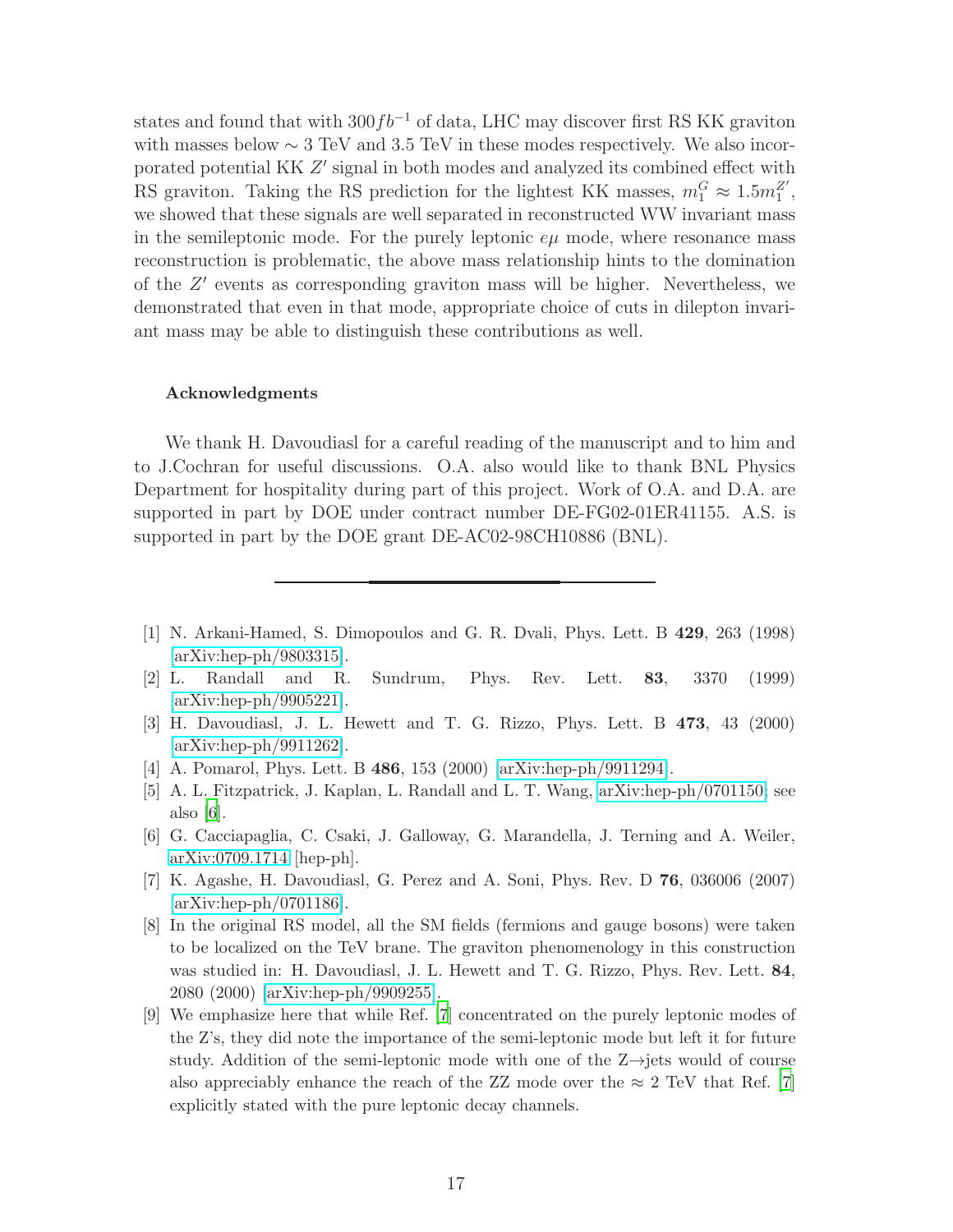states and found that with $300 fb^{-1}$ of data, LHC may discover first RS KK graviton with masses below $\sim 3$ TeV and 3.5 TeV in these modes respectively. We also incorporated potential KK $Z'$ signal in both modes and analyzed its combined effect with RS graviton. Taking the RS prediction for the lightest KK masses, $m_1^G \approx 1.5 m_1^{Z'}$, we showed that these signals are well separated in reconstructed WW invariant mass in the semileptonic mode. For the purely leptonic $e\mu$ mode, where resonance mass reconstruction is problematic, the above mass relationship hints to the domination of the $Z'$ events as corresponding graviton mass will be higher. Nevertheless, we demonstrated that even in that mode, appropriate choice of cuts in dilepton invariant mass may be able to distinguish these contributions as well.

#### Acknowledgments

We thank H. Davoudiasl for a careful reading of the manuscript and to him and to J.Cochran for useful discussions. O.A. also would like to thank BNL Physics Department for hospitality during part of this project. Work of O.A. and D.A. are supported in part by DOE under contract number DE-FG02-01ER41155. A.S. is supported in part by the DOE grant DE-AC02-98CH10886 (BNL).

---

[1] N. Arkani-Hamed, S. Dimopoulos and G. R. Dvali, Phys. Lett. B **429**, 263 (1998) [arXiv:hep-ph/9803315].

[2] L. Randall and R. Sundrum, Phys. Rev. Lett. **83**, 3370 (1999) [arXiv:hep-ph/9905221].

[3] H. Davoudiasl, J. L. Hewett and T. G. Rizzo, Phys. Lett. B **473**, 43 (2000) [arXiv:hep-ph/9911262].

[4] A. Pomarol, Phys. Lett. B **486**, 153 (2000) [arXiv:hep-ph/9911294].

[5] A. L. Fitzpatrick, J. Kaplan, L. Randall and L. T. Wang, arXiv:hep-ph/0701150; see also [6].

[6] G. Cacciapaglia, C. Csaki, J. Galloway, G. Marandella, J. Terning and A. Weiler, arXiv:0709.1714 [hep-ph].

[7] K. Agashe, H. Davoudiasl, G. Perez and A. Soni, Phys. Rev. D **76**, 036006 (2007) [arXiv:hep-ph/0701186].

[8] In the original RS model, all the SM fields (fermions and gauge bosons) were taken to be localized on the TeV brane. The graviton phenomenology in this construction was studied in: H. Davoudiasl, J. L. Hewett and T. G. Rizzo, Phys. Rev. Lett. **84**, 2080 (2000) [arXiv:hep-ph/9909255].

[9] We emphasize here that while Ref. [7] concentrated on the purely leptonic modes of the Z's, they did note the importance of the semi-leptonic mode but left it for future study. Addition of the semi-leptonic mode with one of the Z$\rightarrow$jets would of course also appreciably enhance the reach of the ZZ mode over the $\approx 2$ TeV that Ref. [7] explicitly stated with the pure leptonic decay channels.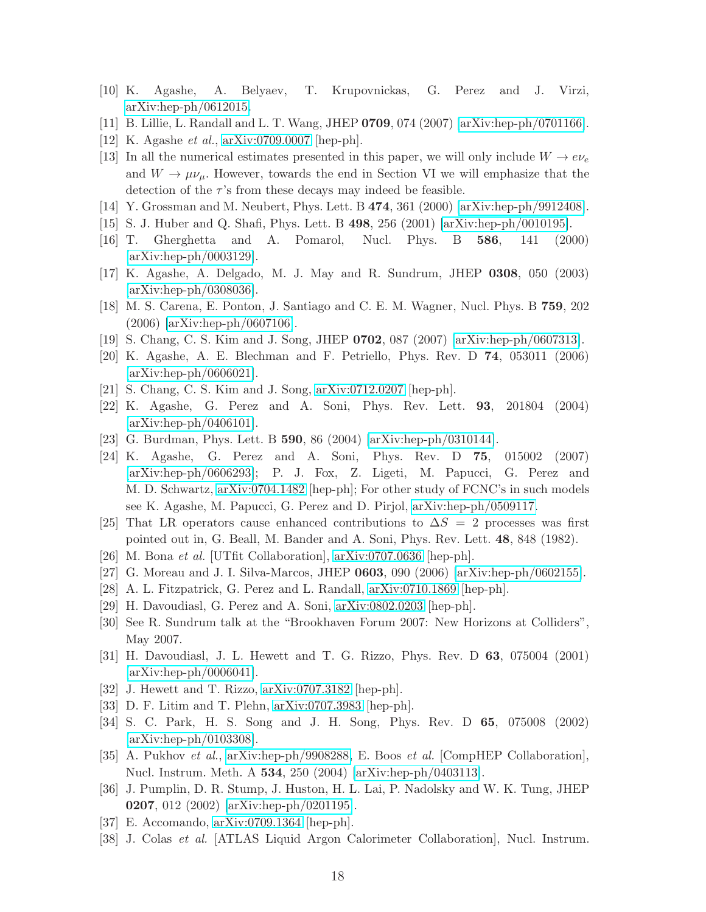[10] K. Agashe, A. Belyaev, T. Krupovnickas, G. Perez and J. Virzi, arXiv:hep-ph/0612015.

[11] B. Lillie, L. Randall and L. T. Wang, JHEP **0709**, 074 (2007) [arXiv:hep-ph/0701166].

[12] K. Agashe *et al.*, arXiv:0709.0007 [hep-ph].

[13] In all the numerical estimates presented in this paper, we will only include $W \to e\nu_e$ and $W \to \mu\nu_\mu$. However, towards the end in Section VI we will emphasize that the detection of the $\tau$'s from these decays may indeed be feasible.

[14] Y. Grossman and M. Neubert, Phys. Lett. B **474**, 361 (2000) [arXiv:hep-ph/9912408].

[15] S. J. Huber and Q. Shafi, Phys. Lett. B **498**, 256 (2001) [arXiv:hep-ph/0010195].

[16] T. Gherghetta and A. Pomarol, Nucl. Phys. B **586**, 141 (2000) [arXiv:hep-ph/0003129].

[17] K. Agashe, A. Delgado, M. J. May and R. Sundrum, JHEP **0308**, 050 (2003) [arXiv:hep-ph/0308036].

[18] M. S. Carena, E. Ponton, J. Santiago and C. E. M. Wagner, Nucl. Phys. B **759**, 202 (2006) [arXiv:hep-ph/0607106].

[19] S. Chang, C. S. Kim and J. Song, JHEP **0702**, 087 (2007) [arXiv:hep-ph/0607313].

[20] K. Agashe, A. E. Blechman and F. Petriello, Phys. Rev. D **74**, 053011 (2006) [arXiv:hep-ph/0606021].

[21] S. Chang, C. S. Kim and J. Song, arXiv:0712.0207 [hep-ph].

[22] K. Agashe, G. Perez and A. Soni, Phys. Rev. Lett. **93**, 201804 (2004) [arXiv:hep-ph/0406101].

[23] G. Burdman, Phys. Lett. B **590**, 86 (2004) [arXiv:hep-ph/0310144].

[24] K. Agashe, G. Perez and A. Soni, Phys. Rev. D **75**, 015002 (2007) [arXiv:hep-ph/0606293]; P. J. Fox, Z. Ligeti, M. Papucci, G. Perez and M. D. Schwartz, arXiv:0704.1482 [hep-ph]; For other study of FCNC's in such models see K. Agashe, M. Papucci, G. Perez and D. Pirjol, arXiv:hep-ph/0509117.

[25] That LR operators cause enhanced contributions to $\Delta S = 2$ processes was first pointed out in, G. Beall, M. Bander and A. Soni, Phys. Rev. Lett. **48**, 848 (1982).

[26] M. Bona *et al.* [UTfit Collaboration], arXiv:0707.0636 [hep-ph].

[27] G. Moreau and J. I. Silva-Marcos, JHEP **0603**, 090 (2006) [arXiv:hep-ph/0602155].

[28] A. L. Fitzpatrick, G. Perez and L. Randall, arXiv:0710.1869 [hep-ph].

[29] H. Davoudiasl, G. Perez and A. Soni, arXiv:0802.0203 [hep-ph].

[30] See R. Sundrum talk at the "Brookhaven Forum 2007: New Horizons at Colliders", May 2007.

[31] H. Davoudiasl, J. L. Hewett and T. G. Rizzo, Phys. Rev. D **63**, 075004 (2001) [arXiv:hep-ph/0006041].

[32] J. Hewett and T. Rizzo, arXiv:0707.3182 [hep-ph].

[33] D. F. Litim and T. Plehn, arXiv:0707.3983 [hep-ph].

[34] S. C. Park, H. S. Song and J. H. Song, Phys. Rev. D **65**, 075008 (2002) [arXiv:hep-ph/0103308].

[35] A. Pukhov *et al.*, arXiv:hep-ph/9908288, E. Boos *et al.* [CompHEP Collaboration], Nucl. Instrum. Meth. A **534**, 250 (2004) [arXiv:hep-ph/0403113].

[36] J. Pumplin, D. R. Stump, J. Huston, H. L. Lai, P. Nadolsky and W. K. Tung, JHEP **0207**, 012 (2002) [arXiv:hep-ph/0201195].

[37] E. Accomando, arXiv:0709.1364 [hep-ph].

[38] J. Colas *et al.* [ATLAS Liquid Argon Calorimeter Collaboration], Nucl. Instrum.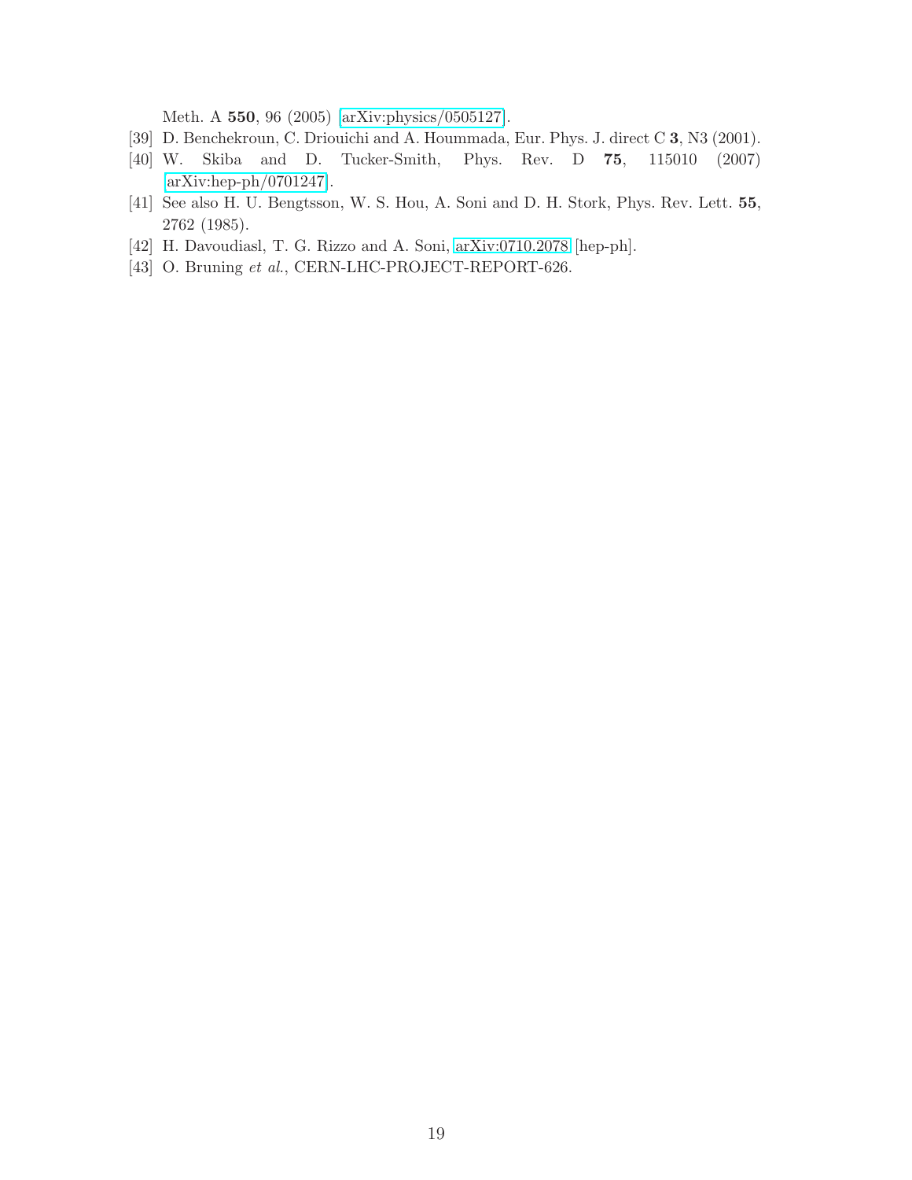Meth. A **550**, 96 (2005) [arXiv:physics/0505127].

[39] D. Benchekroun, C. Driouichi and A. Hoummada, Eur. Phys. J. direct C **3**, N3 (2001).

[40] W. Skiba and D. Tucker-Smith, Phys. Rev. D **75**, 115010 (2007) [arXiv:hep-ph/0701247].

[41] See also H. U. Bengtsson, W. S. Hou, A. Soni and D. H. Stork, Phys. Rev. Lett. **55**, 2762 (1985).

[42] H. Davoudiasl, T. G. Rizzo and A. Soni, arXiv:0710.2078 [hep-ph].

[43] O. Bruning *et al.*, CERN-LHC-PROJECT-REPORT-626.